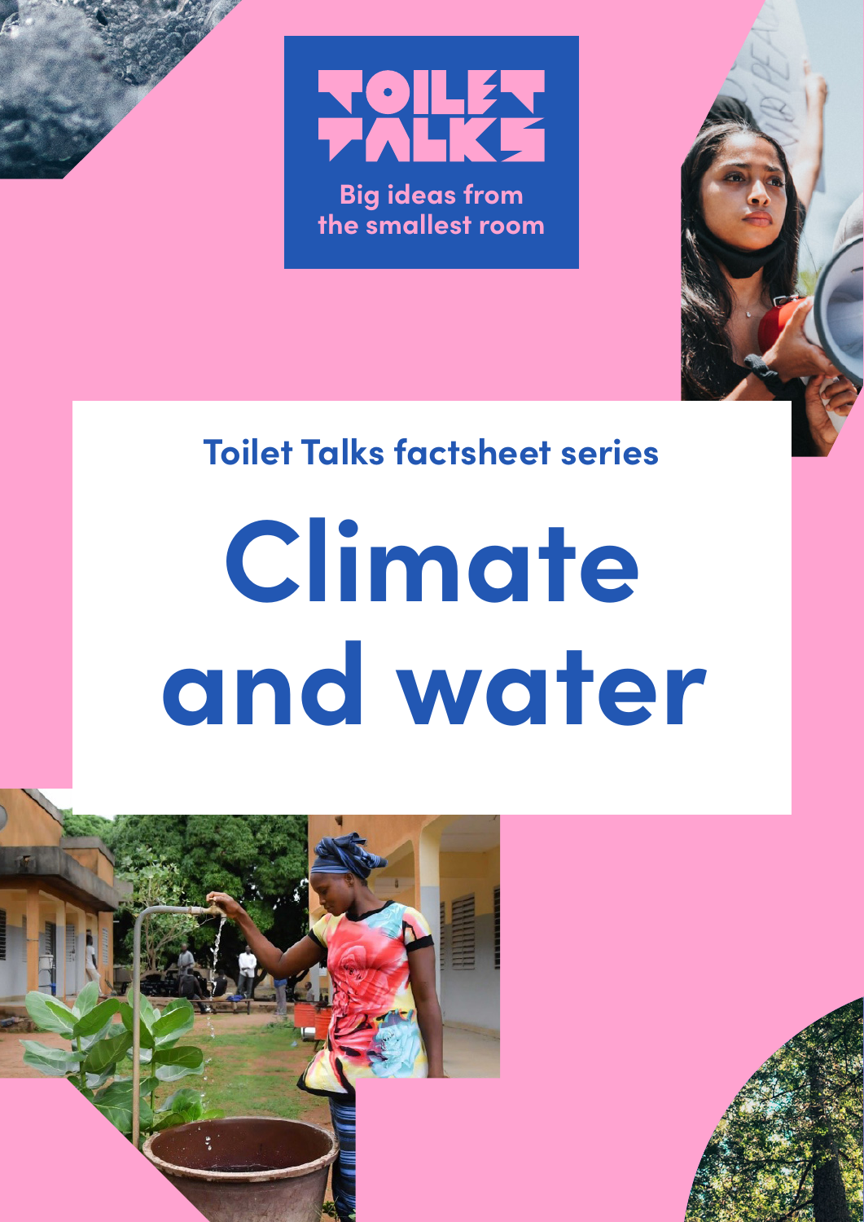# TOILET TALKS

Big ideas from the smallest room

Toilet Talks factsheet series

# Climate and water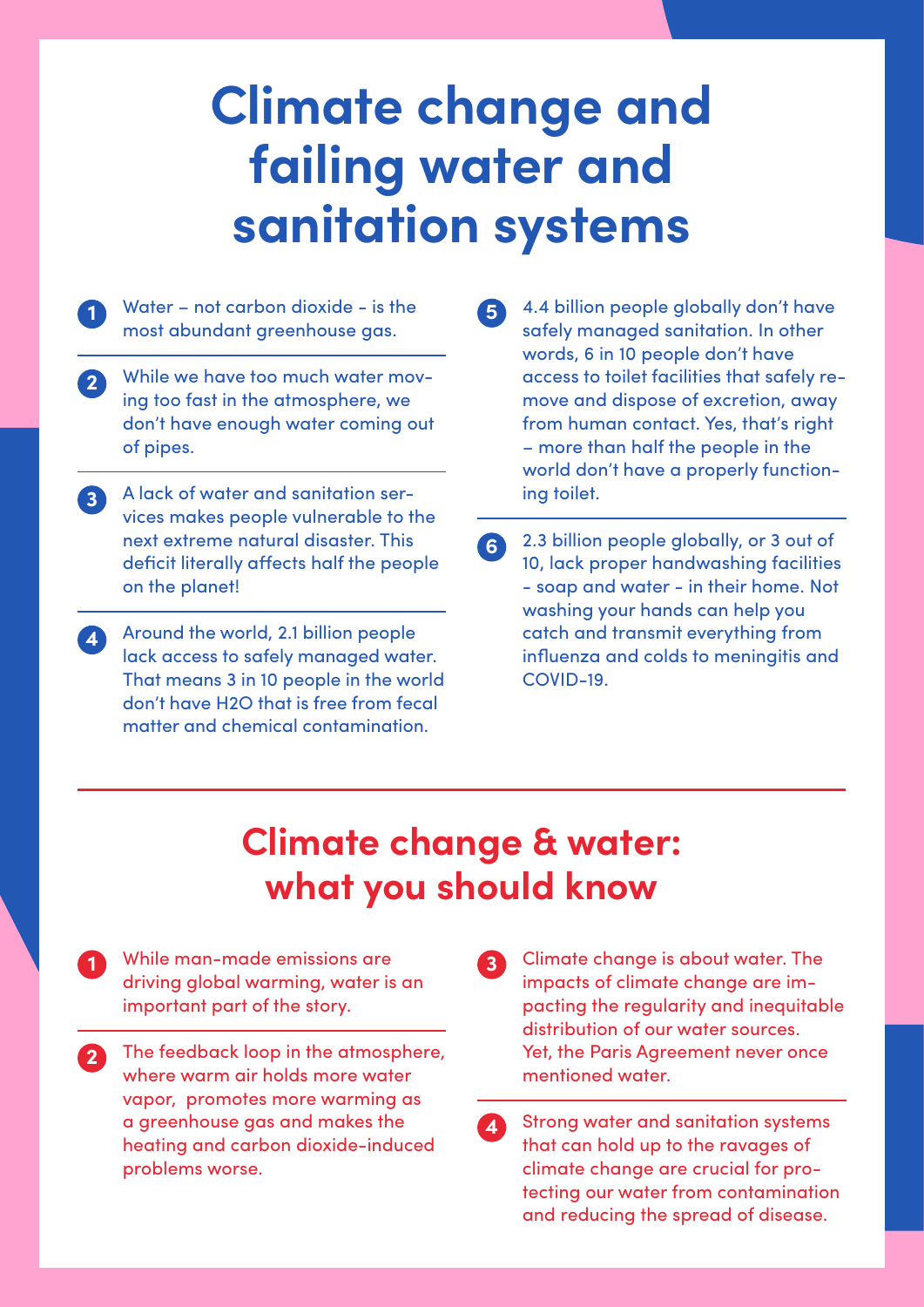# Climate change and failing water and sanitation systems

1. Water – not carbon dioxide - is the most abundant greenhouse gas.

2. While we have too much water moving too fast in the atmosphere, we don't have enough water coming out of pipes.

3. A lack of water and sanitation services makes people vulnerable to the next extreme natural disaster. This deficit literally affects half the people on the planet!

4. Around the world, 2.1 billion people lack access to safely managed water. That means 3 in 10 people in the world don't have H2O that is free from fecal matter and chemical contamination.

5. 4.4 billion people globally don't have safely managed sanitation. In other words, 6 in 10 people don't have access to toilet facilities that safely remove and dispose of excretion, away from human contact. Yes, that's right – more than half the people in the world don't have a properly functioning toilet.

6. 2.3 billion people globally, or 3 out of 10, lack proper handwashing facilities - soap and water - in their home. Not washing your hands can help you catch and transmit everything from influenza and colds to meningitis and COVID-19.

## Climate change & water: what you should know

1. While man-made emissions are driving global warming, water is an important part of the story.

2. The feedback loop in the atmosphere, where warm air holds more water vapor, promotes more warming as a greenhouse gas and makes the heating and carbon dioxide-induced problems worse.

3. Climate change is about water. The impacts of climate change are impacting the regularity and inequitable distribution of our water sources. Yet, the Paris Agreement never once mentioned water.

4. Strong water and sanitation systems that can hold up to the ravages of climate change are crucial for protecting our water from contamination and reducing the spread of disease.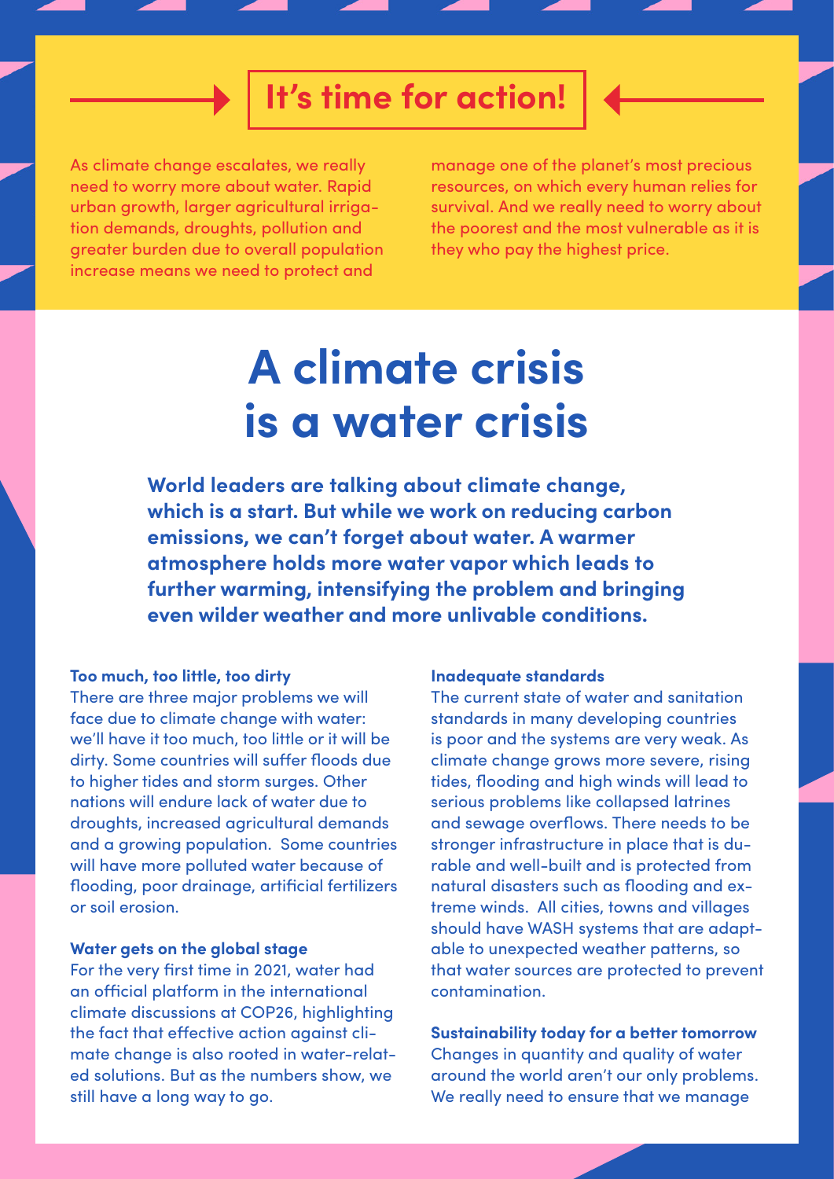## It's time for action!

As climate change escalates, we really need to worry more about water. Rapid urban growth, larger agricultural irrigation demands, droughts, pollution and greater burden due to overall population increase means we need to protect and manage one of the planet's most precious resources, on which every human relies for survival. And we really need to worry about the poorest and the most vulnerable as it is they who pay the highest price.

# A climate crisis is a water crisis

**World leaders are talking about climate change, which is a start. But while we work on reducing carbon emissions, we can't forget about water. A warmer atmosphere holds more water vapor which leads to further warming, intensifying the problem and bringing even wilder weather and more unlivable conditions.**

**Too much, too little, too dirty**

There are three major problems we will face due to climate change with water: we'll have it too much, too little or it will be dirty. Some countries will suffer floods due to higher tides and storm surges. Other nations will endure lack of water due to droughts, increased agricultural demands and a growing population. Some countries will have more polluted water because of flooding, poor drainage, artificial fertilizers or soil erosion.

**Water gets on the global stage**

For the very first time in 2021, water had an official platform in the international climate discussions at COP26, highlighting the fact that effective action against climate change is also rooted in water-related solutions. But as the numbers show, we still have a long way to go.

**Inadequate standards**

The current state of water and sanitation standards in many developing countries is poor and the systems are very weak. As climate change grows more severe, rising tides, flooding and high winds will lead to serious problems like collapsed latrines and sewage overflows. There needs to be stronger infrastructure in place that is durable and well-built and is protected from natural disasters such as flooding and extreme winds. All cities, towns and villages should have WASH systems that are adaptable to unexpected weather patterns, so that water sources are protected to prevent contamination.

**Sustainability today for a better tomorrow**

Changes in quantity and quality of water around the world aren't our only problems. We really need to ensure that we manage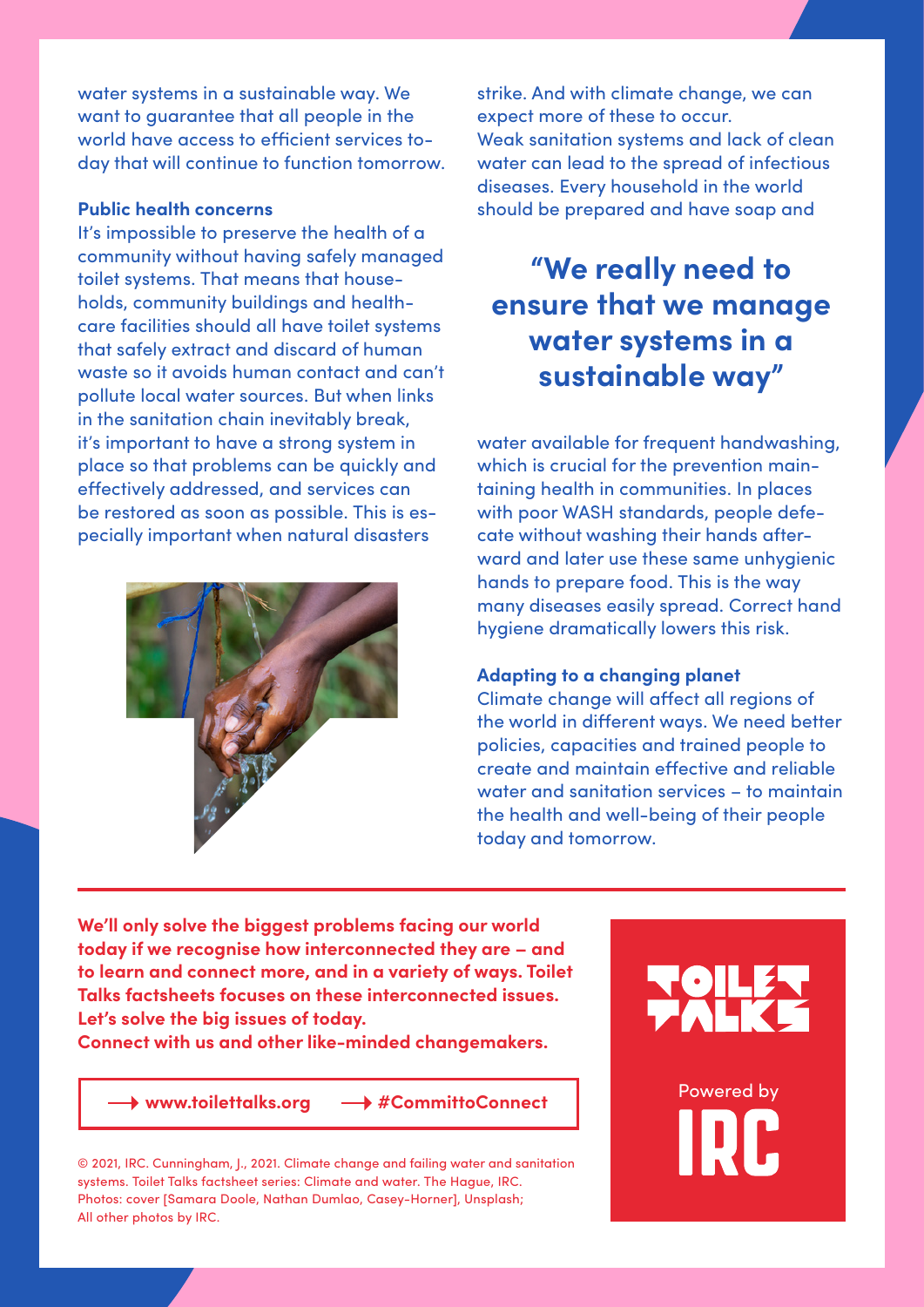water systems in a sustainable way. We want to guarantee that all people in the world have access to efficient services today that will continue to function tomorrow.

**Public health concerns**

It's impossible to preserve the health of a community without having safely managed toilet systems. That means that households, community buildings and healthcare facilities should all have toilet systems that safely extract and discard of human waste so it avoids human contact and can't pollute local water sources. But when links in the sanitation chain inevitably break, it's important to have a strong system in place so that problems can be quickly and effectively addressed, and services can be restored as soon as possible. This is especially important when natural disasters strike. And with climate change, we can expect more of these to occur.

Weak sanitation systems and lack of clean water can lead to the spread of infectious diseases. Every household in the world should be prepared and have soap and water available for frequent handwashing, which is crucial for the prevention maintaining health in communities. In places with poor WASH standards, people defecate without washing their hands afterward and later use these same unhygienic hands to prepare food. This is the way many diseases easily spread. Correct hand hygiene dramatically lowers this risk.

> **"We really need to ensure that we manage water systems in a sustainable way"**

**Adapting to a changing planet**

Climate change will affect all regions of the world in different ways. We need better policies, capacities and trained people to create and maintain effective and reliable water and sanitation services – to maintain the health and well-being of their people today and tomorrow.

---

**We'll only solve the biggest problems facing our world today if we recognise how interconnected they are – and to learn and connect more, and in a variety of ways. Toilet Talks factsheets focuses on these interconnected issues. Let's solve the big issues of today.**
**Connect with us and other like-minded changemakers.**

→ **www.toilettalks.org** → **#CommittoConnect**

TOILET TALKS

Powered by IRC

© 2021, IRC. Cunningham, J., 2021. Climate change and failing water and sanitation systems. Toilet Talks factsheet series: Climate and water. The Hague, IRC. Photos: cover [Samara Doole, Nathan Dumlao, Casey-Horner], Unsplash; All other photos by IRC.